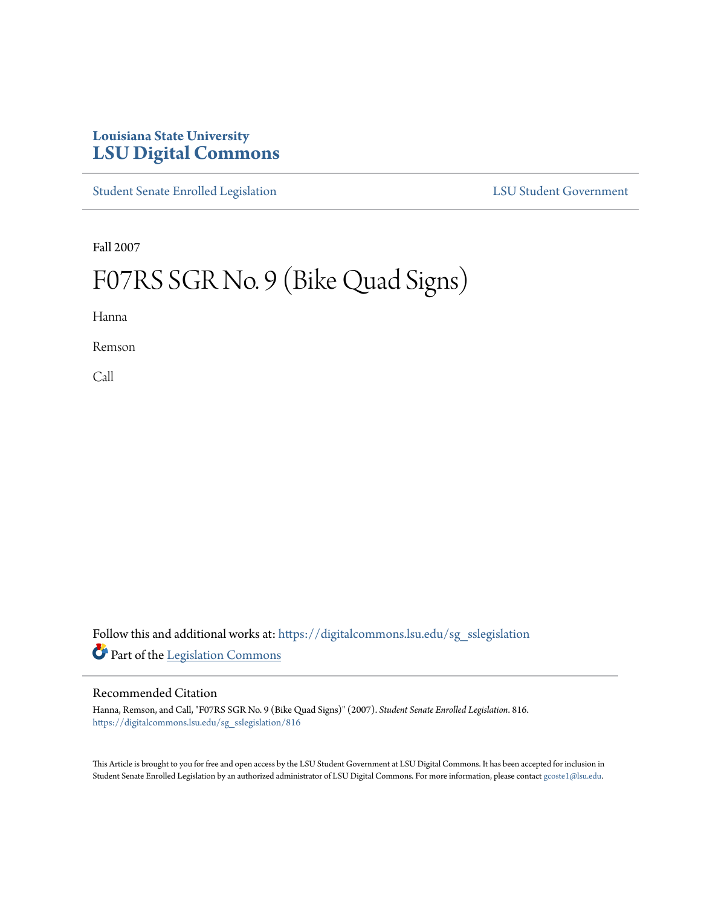Louisiana State University

**LSU Digital Commons**

Student Senate Enrolled Legislation | LSU Student Government

Fall 2007

# F07RS SGR No. 9 (Bike Quad Signs)

Hanna

Remson

Call

Follow this and additional works at: https://digitalcommons.lsu.edu/sg_sslegislation

Part of the Legislation Commons

## Recommended Citation

Hanna, Remson, and Call, "F07RS SGR No. 9 (Bike Quad Signs)" (2007). *Student Senate Enrolled Legislation*. 816.
https://digitalcommons.lsu.edu/sg_sslegislation/816

This Article is brought to you for free and open access by the LSU Student Government at LSU Digital Commons. It has been accepted for inclusion in Student Senate Enrolled Legislation by an authorized administrator of LSU Digital Commons. For more information, please contact gcoste1@lsu.edu.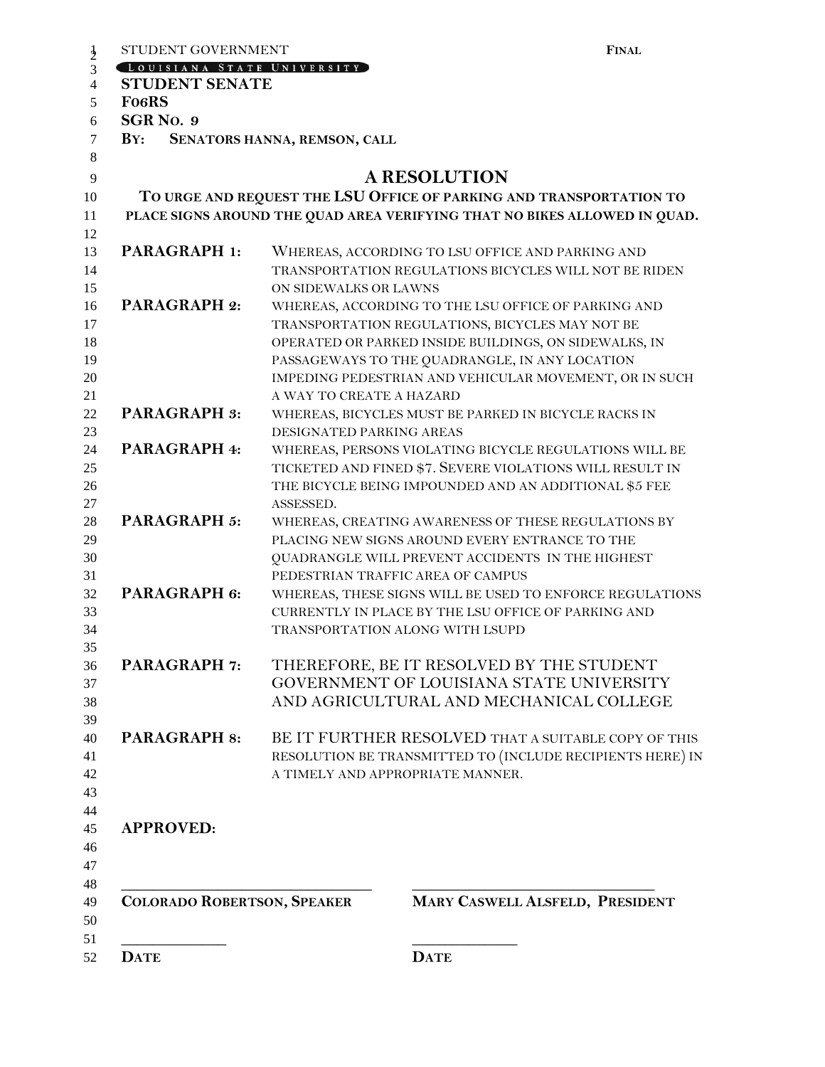STUDENT GOVERNMENT **FINAL**

LOUISIANA STATE UNIVERSITY

**STUDENT SENATE**

**F06RS**

**SGR NO. 9**

**BY: SENATORS HANNA, REMSON, CALL**

# A RESOLUTION

**TO URGE AND REQUEST THE LSU OFFICE OF PARKING AND TRANSPORTATION TO PLACE SIGNS AROUND THE QUAD AREA VERIFYING THAT NO BIKES ALLOWED IN QUAD.**

**PARAGRAPH 1:** WHEREAS, ACCORDING TO LSU OFFICE AND PARKING AND TRANSPORTATION REGULATIONS BICYCLES WILL NOT BE RIDEN ON SIDEWALKS OR LAWNS

**PARAGRAPH 2:** WHEREAS, ACCORDING TO THE LSU OFFICE OF PARKING AND TRANSPORTATION REGULATIONS, BICYCLES MAY NOT BE OPERATED OR PARKED INSIDE BUILDINGS, ON SIDEWALKS, IN PASSAGEWAYS TO THE QUADRANGLE, IN ANY LOCATION IMPEDING PEDESTRIAN AND VEHICULAR MOVEMENT, OR IN SUCH A WAY TO CREATE A HAZARD

**PARAGRAPH 3:** WHEREAS, BICYCLES MUST BE PARKED IN BICYCLE RACKS IN DESIGNATED PARKING AREAS

**PARAGRAPH 4:** WHEREAS, PERSONS VIOLATING BICYCLE REGULATIONS WILL BE TICKETED AND FINED $7. SEVERE VIOLATIONS WILL RESULT IN THE BICYCLE BEING IMPOUNDED AND AN ADDITIONAL $5 FEE ASSESSED.

**PARAGRAPH 5:** WHEREAS, CREATING AWARENESS OF THESE REGULATIONS BY PLACING NEW SIGNS AROUND EVERY ENTRANCE TO THE QUADRANGLE WILL PREVENT ACCIDENTS IN THE HIGHEST PEDESTRIAN TRAFFIC AREA OF CAMPUS

**PARAGRAPH 6:** WHEREAS, THESE SIGNS WILL BE USED TO ENFORCE REGULATIONS CURRENTLY IN PLACE BY THE LSU OFFICE OF PARKING AND TRANSPORTATION ALONG WITH LSUPD

**PARAGRAPH 7:** THEREFORE, BE IT RESOLVED BY THE STUDENT GOVERNMENT OF LOUISIANA STATE UNIVERSITY AND AGRICULTURAL AND MECHANICAL COLLEGE

**PARAGRAPH 8:** BE IT FURTHER RESOLVED THAT A SUITABLE COPY OF THIS RESOLUTION BE TRANSMITTED TO (INCLUDE RECIPIENTS HERE) IN A TIMELY AND APPROPRIATE MANNER.

**APPROVED:**

\_\_\_\_\_\_\_\_\_\_\_\_\_\_\_\_\_\_\_\_\_\_\_\_\_\_\_\_\_\_ \_\_\_\_\_\_\_\_\_\_\_\_\_\_\_\_\_\_\_\_\_\_\_\_\_\_\_\_\_\_

**COLORADO ROBERTSON, SPEAKER** **MARY CASWELL ALSFELD, PRESIDENT**

\_\_\_\_\_\_\_\_\_\_\_\_ \_\_\_\_\_\_\_\_\_\_\_\_

**DATE** **DATE**